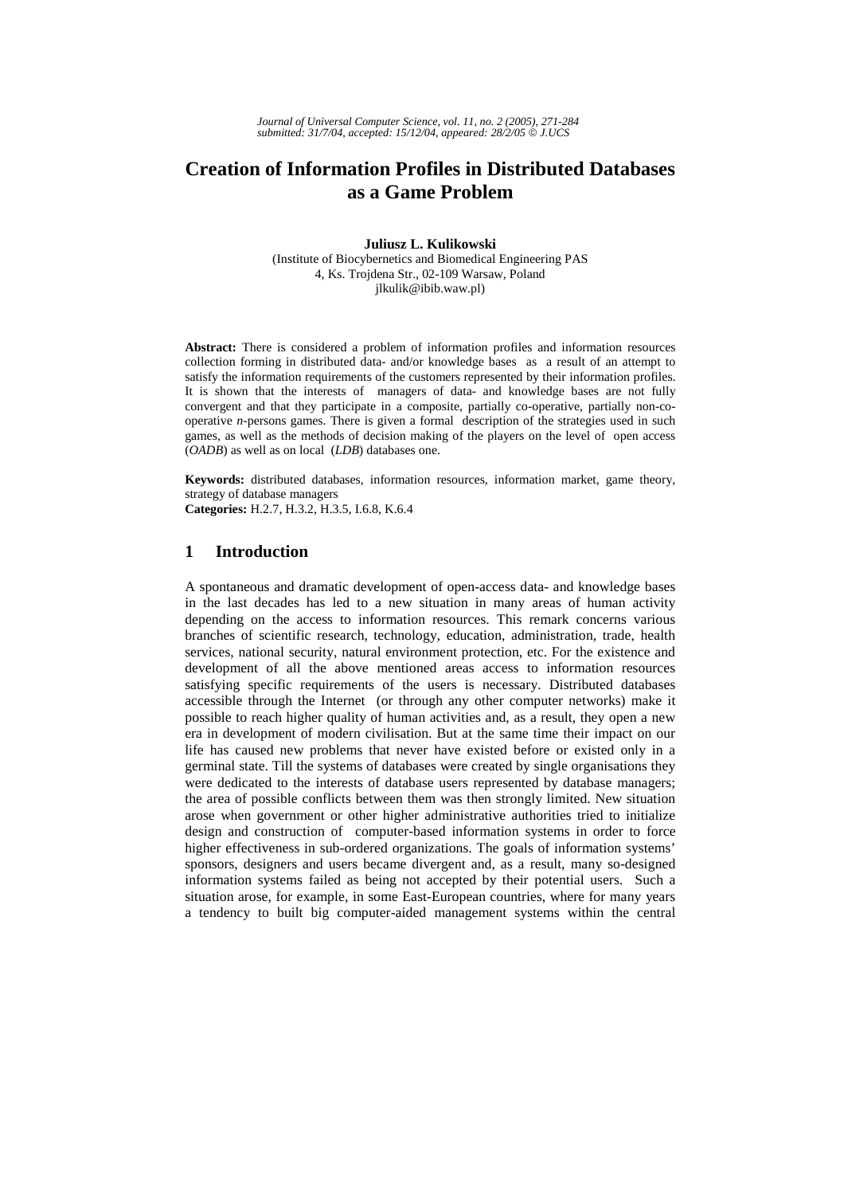# Creation of Information Profiles in Distributed Databases as a Game Problem

**Juliusz L. Kulikowski**
(Institute of Biocybernetics and Biomedical Engineering PAS
4, Ks. Trojdena Str., 02-109 Warsaw, Poland
jlkulik@ibib.waw.pl)

**Abstract:** There is considered a problem of information profiles and information resources collection forming in distributed data- and/or knowledge bases as a result of an attempt to satisfy the information requirements of the customers represented by their information profiles. It is shown that the interests of managers of data- and knowledge bases are not fully convergent and that they participate in a composite, partially co-operative, partially non-co-operative *n*-persons games. There is given a formal description of the strategies used in such games, as well as the methods of decision making of the players on the level of open access (*OADB*) as well as on local (*LDB*) databases one.

**Keywords:** distributed databases, information resources, information market, game theory, strategy of database managers
**Categories:** H.2.7, H.3.2, H.3.5, I.6.8, K.6.4

## 1 Introduction

A spontaneous and dramatic development of open-access data- and knowledge bases in the last decades has led to a new situation in many areas of human activity depending on the access to information resources. This remark concerns various branches of scientific research, technology, education, administration, trade, health services, national security, natural environment protection, etc. For the existence and development of all the above mentioned areas access to information resources satisfying specific requirements of the users is necessary. Distributed databases accessible through the Internet (or through any other computer networks) make it possible to reach higher quality of human activities and, as a result, they open a new era in development of modern civilisation. But at the same time their impact on our life has caused new problems that never have existed before or existed only in a germinal state. Till the systems of databases were created by single organisations they were dedicated to the interests of database users represented by database managers; the area of possible conflicts between them was then strongly limited. New situation arose when government or other higher administrative authorities tried to initialize design and construction of computer-based information systems in order to force higher effectiveness in sub-ordered organizations. The goals of information systems' sponsors, designers and users became divergent and, as a result, many so-designed information systems failed as being not accepted by their potential users. Such a situation arose, for example, in some East-European countries, where for many years a tendency to built big computer-aided management systems within the central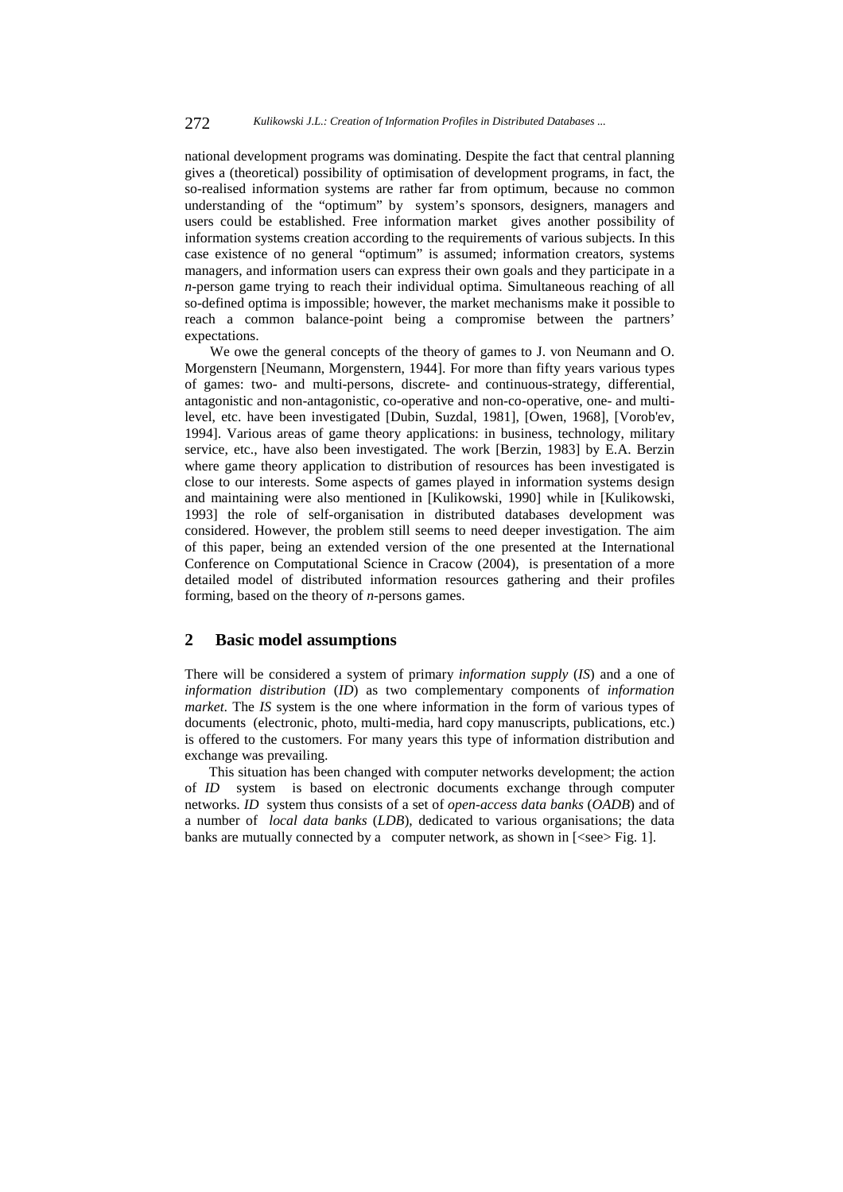national development programs was dominating. Despite the fact that central planning gives a (theoretical) possibility of optimisation of development programs, in fact, the so-realised information systems are rather far from optimum, because no common understanding of the "optimum" by system's sponsors, designers, managers and users could be established. Free information market gives another possibility of information systems creation according to the requirements of various subjects. In this case existence of no general "optimum" is assumed; information creators, systems managers, and information users can express their own goals and they participate in a *n*-person game trying to reach their individual optima. Simultaneous reaching of all so-defined optima is impossible; however, the market mechanisms make it possible to reach a common balance-point being a compromise between the partners' expectations.

We owe the general concepts of the theory of games to J. von Neumann and O. Morgenstern [Neumann, Morgenstern, 1944]. For more than fifty years various types of games: two- and multi-persons, discrete- and continuous-strategy, differential, antagonistic and non-antagonistic, co-operative and non-co-operative, one- and multi-level, etc. have been investigated [Dubin, Suzdal, 1981], [Owen, 1968], [Vorob'ev, 1994]. Various areas of game theory applications: in business, technology, military service, etc., have also been investigated. The work [Berzin, 1983] by E.A. Berzin where game theory application to distribution of resources has been investigated is close to our interests. Some aspects of games played in information systems design and maintaining were also mentioned in [Kulikowski, 1990] while in [Kulikowski, 1993] the role of self-organisation in distributed databases development was considered. However, the problem still seems to need deeper investigation. The aim of this paper, being an extended version of the one presented at the International Conference on Computational Science in Cracow (2004), is presentation of a more detailed model of distributed information resources gathering and their profiles forming, based on the theory of *n*-persons games.

## 2 Basic model assumptions

There will be considered a system of primary *information supply* (*IS*) and a one of *information distribution* (*ID*) as two complementary components of *information market*. The *IS* system is the one where information in the form of various types of documents (electronic, photo, multi-media, hard copy manuscripts, publications, etc.) is offered to the customers. For many years this type of information distribution and exchange was prevailing.

This situation has been changed with computer networks development; the action of *ID* system is based on electronic documents exchange through computer networks. *ID* system thus consists of a set of *open-access data banks* (*OADB*) and of a number of *local data banks* (*LDB*), dedicated to various organisations; the data banks are mutually connected by a computer network, as shown in [<see> Fig. 1].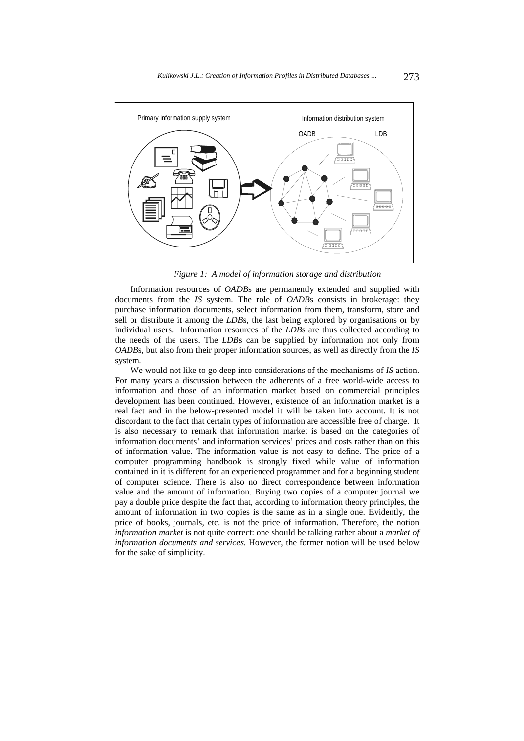*Figure 1: A model of information storage and distribution*

Information resources of *OADB*s are permanently extended and supplied with documents from the *IS* system. The role of *OADB*s consists in brokerage: they purchase information documents, select information from them, transform, store and sell or distribute it among the *LDB*s, the last being explored by organisations or by individual users. Information resources of the *LDB*s are thus collected according to the needs of the users. The *LDB*s can be supplied by information not only from *OADB*s, but also from their proper information sources, as well as directly from the *IS* system.

We would not like to go deep into considerations of the mechanisms of *IS* action. For many years a discussion between the adherents of a free world-wide access to information and those of an information market based on commercial principles development has been continued. However, existence of an information market is a real fact and in the below-presented model it will be taken into account. It is not discordant to the fact that certain types of information are accessible free of charge. It is also necessary to remark that information market is based on the categories of information documents' and information services' prices and costs rather than on this of information value. The information value is not easy to define. The price of a computer programming handbook is strongly fixed while value of information contained in it is different for an experienced programmer and for a beginning student of computer science. There is also no direct correspondence between information value and the amount of information. Buying two copies of a computer journal we pay a double price despite the fact that, according to information theory principles, the amount of information in two copies is the same as in a single one. Evidently, the price of books, journals, etc. is not the price of information. Therefore, the notion *information market* is not quite correct: one should be talking rather about a *market of information documents and services.* However, the former notion will be used below for the sake of simplicity.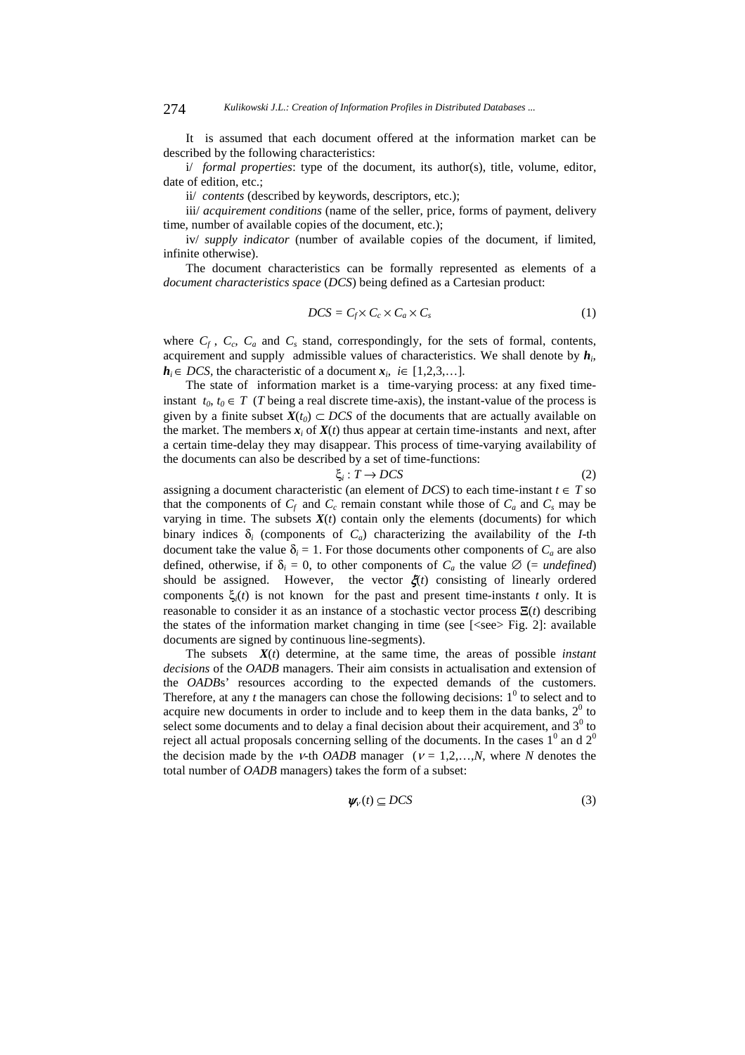It is assumed that each document offered at the information market can be described by the following characteristics:

i/ *formal properties*: type of the document, its author(s), title, volume, editor, date of edition, etc.;

ii/ *contents* (described by keywords, descriptors, etc.);

iii/ *acquirement conditions* (name of the seller, price, forms of payment, delivery time, number of available copies of the document, etc.);

iv/ *supply indicator* (number of available copies of the document, if limited, infinite otherwise).

The document characteristics can be formally represented as elements of a *document characteristics space* (*DCS*) being defined as a Cartesian product:

$$DCS = C_f \times C_c \times C_a \times C_s \tag{1}$$

where $C_f$, $C_c$, $C_a$ and $C_s$ stand, correspondingly, for the sets of formal, contents, acquirement and supply admissible values of characteristics. We shall denote by $\boldsymbol{h}_i$, $\boldsymbol{h}_i \in DCS$, the characteristic of a document $\boldsymbol{x}_i$, $i \in [1,2,3,\ldots]$.

The state of information market is a time-varying process: at any fixed time-instant $t_0$, $t_0 \in T$ ($T$ being a real discrete time-axis), the instant-value of the process is given by a finite subset $\boldsymbol{X}(t_0) \subset DCS$ of the documents that are actually available on the market. The members $\boldsymbol{x}_i$ of $\boldsymbol{X}(t)$ thus appear at certain time-instants and next, after a certain time-delay they may disappear. This process of time-varying availability of the documents can also be described by a set of time-functions:

$$\xi_i : T \rightarrow DCS \tag{2}$$

assigning a document characteristic (an element of *DCS*) to each time-instant $t \in T$ so that the components of $C_f$ and $C_c$ remain constant while those of $C_a$ and $C_s$ may be varying in time. The subsets $\boldsymbol{X}(t)$ contain only the elements (documents) for which binary indices $\delta_i$ (components of $C_a$) characterizing the availability of the *I*-th document take the value $\delta_i = 1$. For those documents other components of $C_a$ are also defined, otherwise, if $\delta_i = 0$, to other components of $C_a$ the value $\emptyset$ (= *undefined*) should be assigned. However, the vector $\boldsymbol{\xi}(t)$ consisting of linearly ordered components $\xi_i(t)$ is not known for the past and present time-instants $t$ only. It is reasonable to consider it as an instance of a stochastic vector process $\Xi(t)$ describing the states of the information market changing in time (see [<see> Fig. 2]: available documents are signed by continuous line-segments).

The subsets $\boldsymbol{X}(t)$ determine, at the same time, the areas of possible *instant decisions* of the *OADB* managers. Their aim consists in actualisation and extension of the *OADB*s' resources according to the expected demands of the customers. Therefore, at any $t$ the managers can chose the following decisions: $1^0$ to select and to acquire new documents in order to include and to keep them in the data banks, $2^0$ to select some documents and to delay a final decision about their acquirement, and $3^0$ to reject all actual proposals concerning selling of the documents. In the cases $1^0$ an d $2^0$ the decision made by the $\nu$-th *OADB* manager ($\nu = 1,2,\ldots,N$, where $N$ denotes the total number of *OADB* managers) takes the form of a subset:

$$\boldsymbol{\psi}_\nu(t) \subseteq DCS \tag{3}$$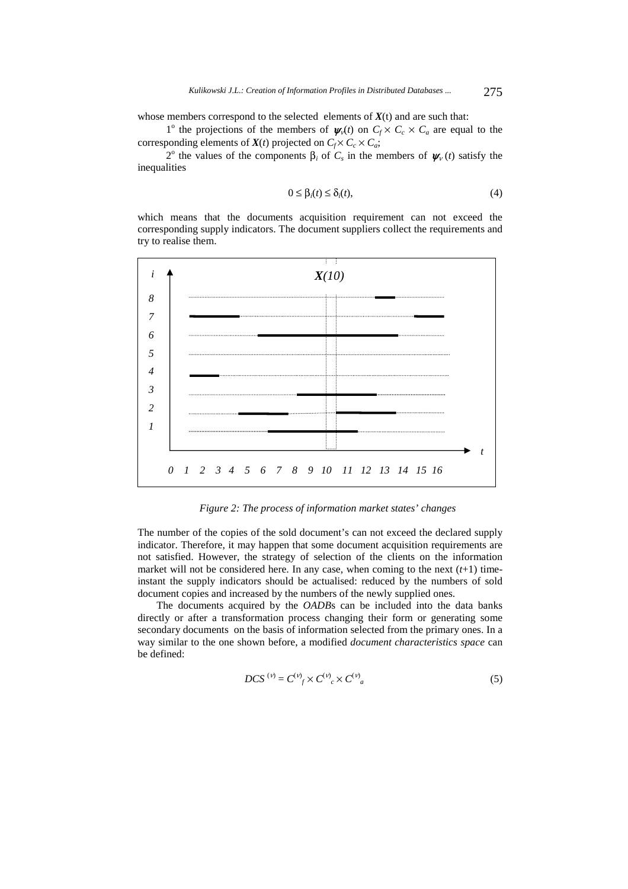whose members correspond to the selected elements of $\boldsymbol{X}(t)$ and are such that:

1° the projections of the members of $\boldsymbol{\psi}_\nu(t)$ on $C_f \times C_c \times C_a$ are equal to the corresponding elements of $\boldsymbol{X}(t)$ projected on $C_f \times C_c \times C_a$;

2° the values of the components $\beta_i$ of $C_s$ in the members of $\boldsymbol{\psi}_\nu(t)$ satisfy the inequalities

$$0 \leq \beta_i(t) \leq \delta_i(t), \tag{4}$$

which means that the documents acquisition requirement can not exceed the corresponding supply indicators. The document suppliers collect the requirements and try to realise them.

*Figure 2: The process of information market states' changes*

The number of the copies of the sold document's can not exceed the declared supply indicator. Therefore, it may happen that some document acquisition requirements are not satisfied. However, the strategy of selection of the clients on the information market will not be considered here. In any case, when coming to the next $(t+1)$ time-instant the supply indicators should be actualised: reduced by the numbers of sold document copies and increased by the numbers of the newly supplied ones.

The documents acquired by the *OADB*s can be included into the data banks directly or after a transformation process changing their form or generating some secondary documents on the basis of information selected from the primary ones. In a way similar to the one shown before, a modified *document characteristics space* can be defined:

$$DCS^{(\nu)} = C^{(\nu)}{}_f \times C^{(\nu)}{}_c \times C^{(\nu)}{}_a \tag{5}$$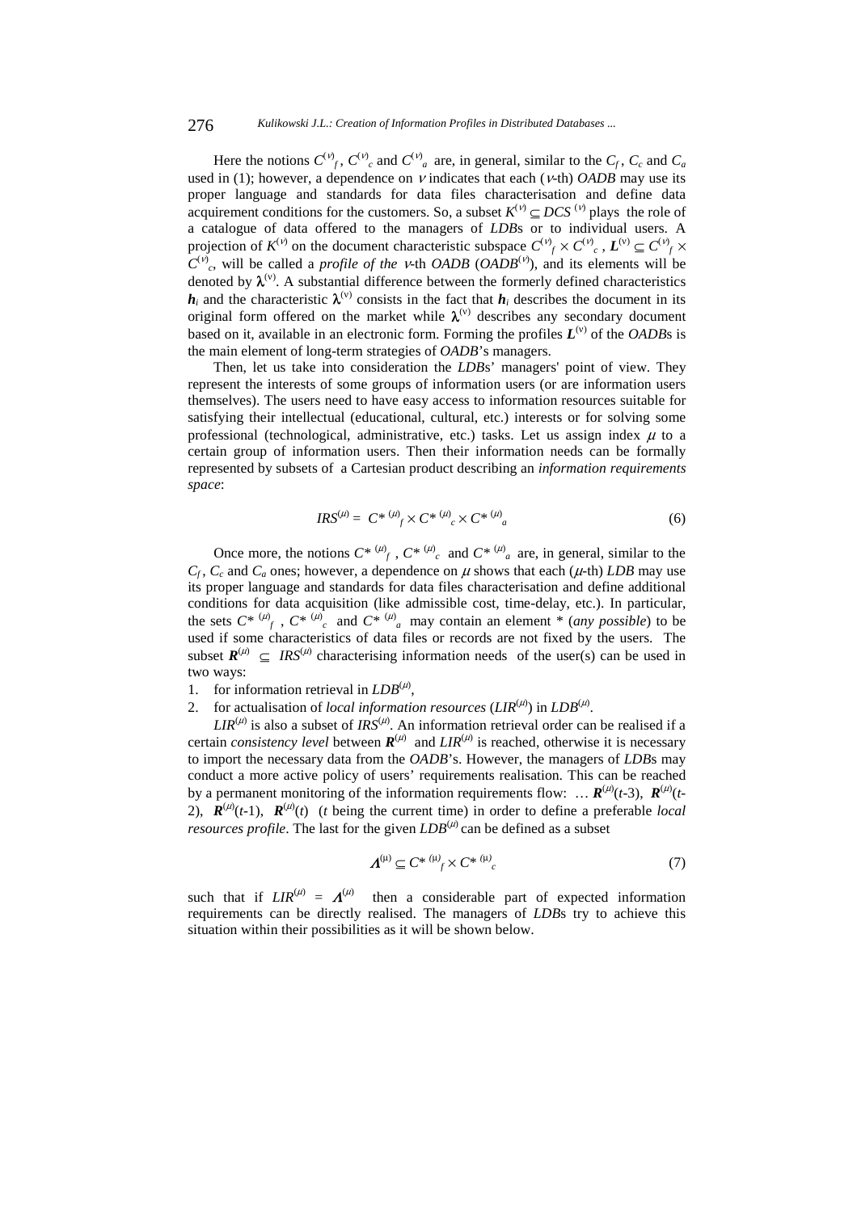Here the notions $C^{(\nu)}_f$, $C^{(\nu)}_c$ and $C^{(\nu)}_a$ are, in general, similar to the $C_f$, $C_c$ and $C_a$ used in (1); however, a dependence on $\nu$ indicates that each ($\nu$-th) *OADB* may use its proper language and standards for data files characterisation and define data acquirement conditions for the customers. So, a subset $K^{(\nu)} \subseteq DCS^{(\nu)}$ plays the role of a catalogue of data offered to the managers of *LDB*s or to individual users. A projection of $K^{(\nu)}$ on the document characteristic subspace $C^{(\nu)}_f \times C^{(\nu)}_c$, $\boldsymbol{L}^{(\nu)} \subseteq C^{(\nu)}_f \times C^{(\nu)}_c$, will be called a *profile of the* $\nu$*-th OADB* ($OADB^{(\nu)}$), and its elements will be denoted by $\boldsymbol{\lambda}^{(\nu)}$. A substantial difference between the formerly defined characteristics $\boldsymbol{h}_i$ and the characteristic $\boldsymbol{\lambda}^{(\nu)}$ consists in the fact that $\boldsymbol{h}_i$ describes the document in its original form offered on the market while $\boldsymbol{\lambda}^{(\nu)}$ describes any secondary document based on it, available in an electronic form. Forming the profiles $\boldsymbol{L}^{(\nu)}$ of the *OADB*s is the main element of long-term strategies of *OADB*'s managers.

Then, let us take into consideration the *LDB*s' managers' point of view. They represent the interests of some groups of information users (or are information users themselves). The users need to have easy access to information resources suitable for satisfying their intellectual (educational, cultural, etc.) interests or for solving some professional (technological, administrative, etc.) tasks. Let us assign index $\mu$ to a certain group of information users. Then their information needs can be formally represented by subsets of a Cartesian product describing an *information requirements space*:

$$IRS^{(\mu)} = C^{*\,(\mu)}_f \times C^{*\,(\mu)}_c \times C^{*\,(\mu)}_a \tag{6}$$

Once more, the notions $C^{*\,(\mu)}_f$, $C^{*\,(\mu)}_c$ and $C^{*\,(\mu)}_a$ are, in general, similar to the $C_f$, $C_c$ and $C_a$ ones; however, a dependence on $\mu$ shows that each ($\mu$-th) *LDB* may use its proper language and standards for data files characterisation and define additional conditions for data acquisition (like admissible cost, time-delay, etc.). In particular, the sets $C^{*\,(\mu)}_f$, $C^{*\,(\mu)}_c$ and $C^{*\,(\mu)}_a$ may contain an element * (*any possible*) to be used if some characteristics of data files or records are not fixed by the users. The subset $\boldsymbol{R}^{(\mu)} \subseteq IRS^{(\mu)}$ characterising information needs of the user(s) can be used in two ways:

1. for information retrieval in $LDB^{(\mu)}$,
2. for actualisation of *local information resources* ($LIR^{(\mu)}$) in $LDB^{(\mu)}$.

$LIR^{(\mu)}$ is also a subset of $IRS^{(\mu)}$. An information retrieval order can be realised if a certain *consistency level* between $\boldsymbol{R}^{(\mu)}$ and $LIR^{(\mu)}$ is reached, otherwise it is necessary to import the necessary data from the *OADB*'s. However, the managers of *LDB*s may conduct a more active policy of users' requirements realisation. This can be reached by a permanent monitoring of the information requirements flow: $\ldots\ \boldsymbol{R}^{(\mu)}(t\text{-}3),\ \boldsymbol{R}^{(\mu)}(t\text{-}2),\ \boldsymbol{R}^{(\mu)}(t\text{-}1),\ \boldsymbol{R}^{(\mu)}(t)$ ($t$ being the current time) in order to define a preferable *local resources profile*. The last for the given $LDB^{(\mu)}$ can be defined as a subset

$$\boldsymbol{\Lambda}^{(\mu)} \subseteq C^{*\,(\mu)}_f \times C^{*\,(\mu)}_c \tag{7}$$

such that if $LIR^{(\mu)} = \boldsymbol{\Lambda}^{(\mu)}$ then a considerable part of expected information requirements can be directly realised. The managers of *LDB*s try to achieve this situation within their possibilities as it will be shown below.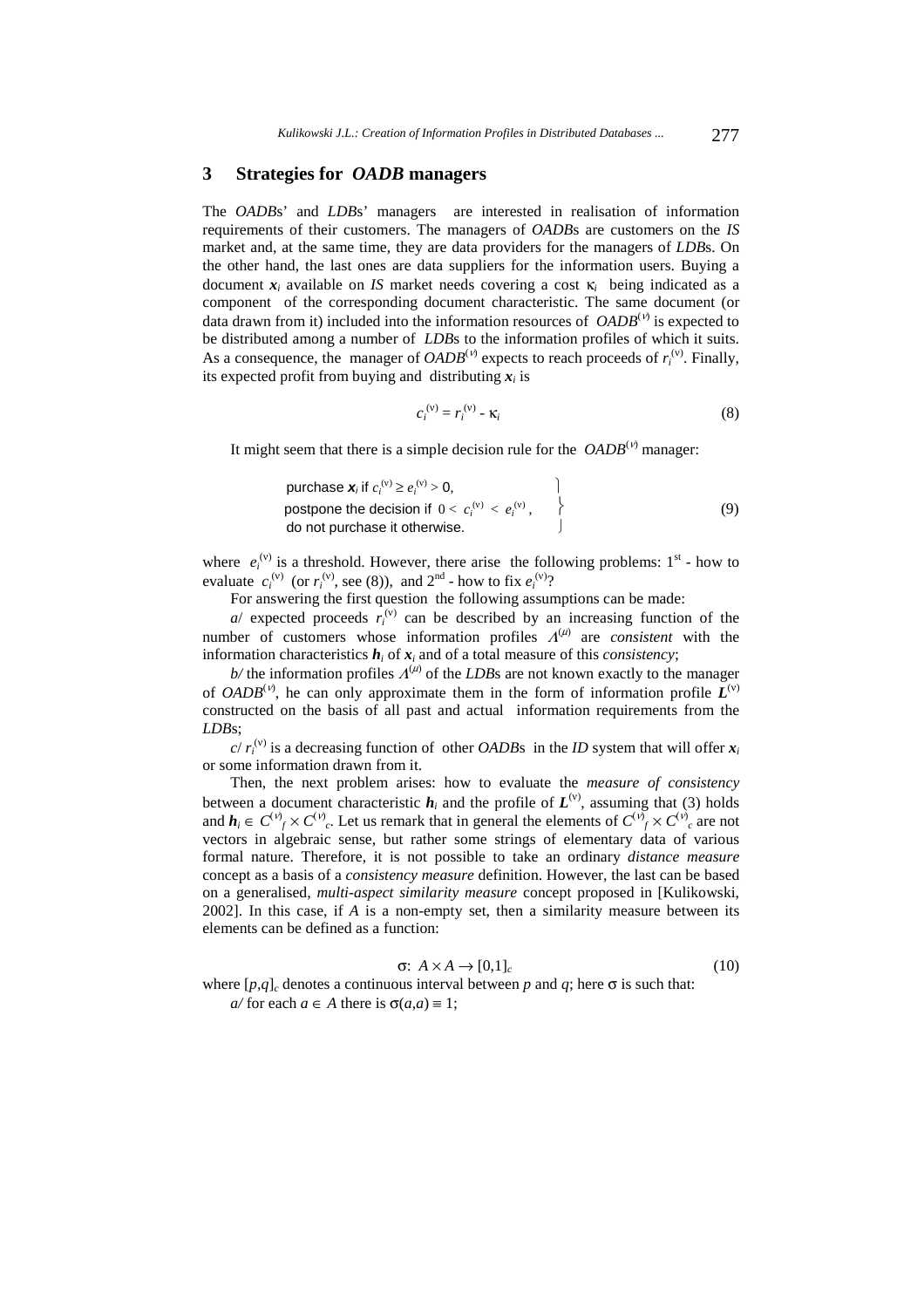## 3 Strategies for *OADB* managers

The *OADB*s' and *LDB*s' managers are interested in realisation of information requirements of their customers. The managers of *OADB*s are customers on the *IS* market and, at the same time, they are data providers for the managers of *LDB*s. On the other hand, the last ones are data suppliers for the information users. Buying a document $\boldsymbol{x}_i$ available on *IS* market needs covering a cost $\kappa_i$ being indicated as a component of the corresponding document characteristic. The same document (or data drawn from it) included into the information resources of $OADB^{(\nu)}$ is expected to be distributed among a number of *LDB*s to the information profiles of which it suits. As a consequence, the manager of $OADB^{(\nu)}$ expects to reach proceeds of $r_i^{(\nu)}$. Finally, its expected profit from buying and distributing $\boldsymbol{x}_i$ is

$$c_i^{(\nu)} = r_i^{(\nu)} - \kappa_i \tag{8}$$

It might seem that there is a simple decision rule for the $OADB^{(\nu)}$ manager:

$$\left.\begin{array}{l} \text{purchase } \boldsymbol{x}_i \text{ if } c_i^{(\nu)} \geq e_i^{(\nu)} > 0, \\ \text{postpone the decision if } 0 < c_i^{(\nu)} < e_i^{(\nu)}, \\ \text{do not purchase it otherwise.} \end{array}\right\} \tag{9}$$

where $e_i^{(\nu)}$ is a threshold. However, there arise the following problems: 1st - how to evaluate $c_i^{(\nu)}$ (or $r_i^{(\nu)}$, see (8)), and 2nd - how to fix $e_i^{(\nu)}$?

For answering the first question the following assumptions can be made:

*a*/ expected proceeds $r_i^{(\nu)}$ can be described by an increasing function of the number of customers whose information profiles $\Lambda^{(\mu)}$ are *consistent* with the information characteristics $\boldsymbol{h}_i$ of $\boldsymbol{x}_i$ and of a total measure of this *consistency*;

*b/* the information profiles $\Lambda^{(\mu)}$ of the *LDB*s are not known exactly to the manager of $OADB^{(\nu)}$, he can only approximate them in the form of information profile $\boldsymbol{L}^{(\nu)}$ constructed on the basis of all past and actual information requirements from the *LDB*s;

*c*/ $r_i^{(\nu)}$ is a decreasing function of other *OADB*s in the *ID* system that will offer $\boldsymbol{x}_i$ or some information drawn from it.

Then, the next problem arises: how to evaluate the *measure of consistency* between a document characteristic $\boldsymbol{h}_i$ and the profile of $\boldsymbol{L}^{(\nu)}$, assuming that (3) holds and $\boldsymbol{h}_i \in C^{(\nu)}_f \times C^{(\nu)}_c$. Let us remark that in general the elements of $C^{(\nu)}_f \times C^{(\nu)}_c$ are not vectors in algebraic sense, but rather some strings of elementary data of various formal nature. Therefore, it is not possible to take an ordinary *distance measure* concept as a basis of a *consistency measure* definition. However, the last can be based on a generalised, *multi-aspect similarity measure* concept proposed in [Kulikowski, 2002]. In this case, if $A$ is a non-empty set, then a similarity measure between its elements can be defined as a function:

$$\sigma\colon\ A \times A \rightarrow [0,1]_c \tag{10}$$

where $[p,q]_c$ denotes a continuous interval between $p$ and $q$; here $\sigma$ is such that:

*a/* for each $a \in A$ there is $\sigma(a,a) \equiv 1$;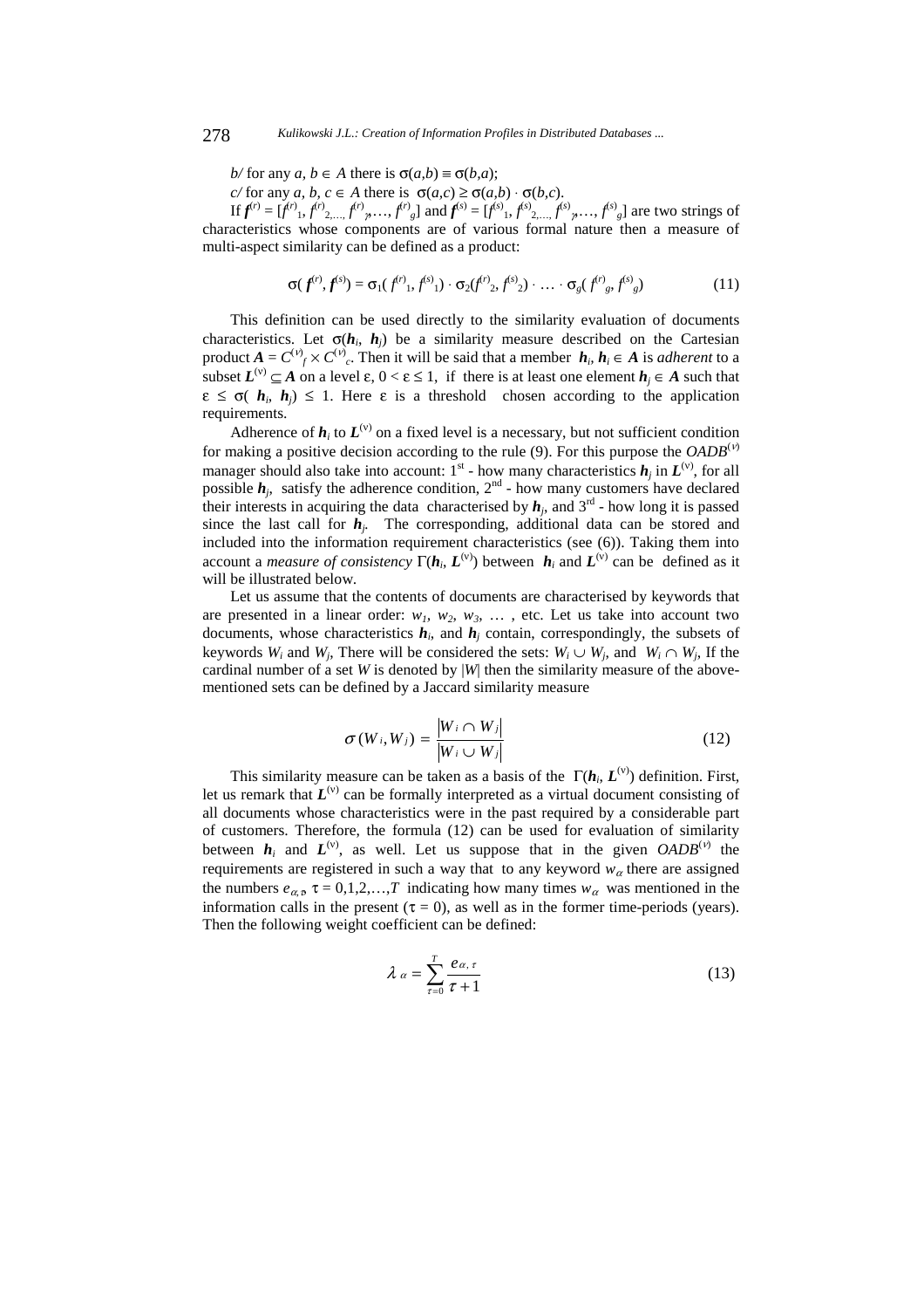*b/* for any $a, b \in A$ there is $\sigma(a,b) \equiv \sigma(b,a)$;

*c/* for any $a, b, c \in A$ there is $\sigma(a,c) \geq \sigma(a,b) \cdot \sigma(b,c)$.

If $\boldsymbol{f}^{(r)} = [f^{(r)}_1, f^{(r)}_{2,\ldots,} f^{(r)}_{\gamma},\ldots, f^{(r)}_g]$ and $\boldsymbol{f}^{(s)} = [f^{(s)}_1, f^{(s)}_{2,\ldots,} f^{(s)}_{\gamma},\ldots, f^{(s)}_g]$ are two strings of characteristics whose components are of various formal nature then a measure of multi-aspect similarity can be defined as a product:

$$\sigma(\boldsymbol{f}^{(r)}, \boldsymbol{f}^{(s)}) = \sigma_1(f^{(r)}_1, f^{(s)}_1) \cdot \sigma_2(f^{(r)}_2, f^{(s)}_2) \cdot \ldots \cdot \sigma_g(f^{(r)}_g, f^{(s)}_g) \tag{11}$$

This definition can be used directly to the similarity evaluation of documents characteristics. Let $\sigma(\boldsymbol{h}_i, \boldsymbol{h}_j)$ be a similarity measure described on the Cartesian product $\boldsymbol{A} = C^{(\nu)}_f \times C^{(\nu)}_c$. Then it will be said that a member $\boldsymbol{h}_i, \boldsymbol{h}_i \in \boldsymbol{A}$ is *adherent* to a subset $\boldsymbol{L}^{(\mathrm{v})} \subseteq \boldsymbol{A}$ on a level $\varepsilon$, $0 < \varepsilon \leq 1$, if there is at least one element $\boldsymbol{h}_j \in \boldsymbol{A}$ such that $\varepsilon \leq \sigma(\boldsymbol{h}_i, \boldsymbol{h}_j) \leq 1$. Here $\varepsilon$ is a threshold chosen according to the application requirements.

Adherence of $\boldsymbol{h}_i$ to $\boldsymbol{L}^{(\mathrm{v})}$ on a fixed level is a necessary, but not sufficient condition for making a positive decision according to the rule (9). For this purpose the $OADB^{(\nu)}$ manager should also take into account: 1st - how many characteristics $\boldsymbol{h}_j$ in $\boldsymbol{L}^{(\mathrm{v})}$, for all possible $\boldsymbol{h}_j$, satisfy the adherence condition, 2nd - how many customers have declared their interests in acquiring the data characterised by $\boldsymbol{h}_j$, and 3rd - how long it is passed since the last call for $\boldsymbol{h}_j$. The corresponding, additional data can be stored and included into the information requirement characteristics (see (6)). Taking them into account a *measure of consistency* $\Gamma(\boldsymbol{h}_i, \boldsymbol{L}^{(\mathrm{v})})$ between $\boldsymbol{h}_i$ and $\boldsymbol{L}^{(\mathrm{v})}$ can be defined as it will be illustrated below.

Let us assume that the contents of documents are characterised by keywords that are presented in a linear order: $w_1$, $w_2$, $w_3$, … , etc. Let us take into account two documents, whose characteristics $\boldsymbol{h}_i$, and $\boldsymbol{h}_j$ contain, correspondingly, the subsets of keywords $W_i$ and $W_j$, There will be considered the sets: $W_i \cup W_j$, and $W_i \cap W_j$, If the cardinal number of a set $W$ is denoted by $|W|$ then the similarity measure of the above-mentioned sets can be defined by a Jaccard similarity measure

$$\sigma(W_i, W_j) = \frac{|W_i \cap W_j|}{|W_i \cup W_j|} \tag{12}$$

This similarity measure can be taken as a basis of the $\Gamma(\boldsymbol{h}_i, \boldsymbol{L}^{(\mathrm{v})})$ definition. First, let us remark that $\boldsymbol{L}^{(\mathrm{v})}$ can be formally interpreted as a virtual document consisting of all documents whose characteristics were in the past required by a considerable part of customers. Therefore, the formula (12) can be used for evaluation of similarity between $\boldsymbol{h}_i$ and $\boldsymbol{L}^{(\mathrm{v})}$, as well. Let us suppose that in the given $OADB^{(\nu)}$ the requirements are registered in such a way that to any keyword $w_\alpha$ there are assigned the numbers $e_{\alpha,\tau}$, $\tau = 0,1,2,\ldots,T$ indicating how many times $w_\alpha$ was mentioned in the information calls in the present ($\tau = 0$), as well as in the former time-periods (years). Then the following weight coefficient can be defined:

$$\lambda_\alpha = \sum_{\tau=0}^{T} \frac{e_{\alpha,\tau}}{\tau + 1} \tag{13}$$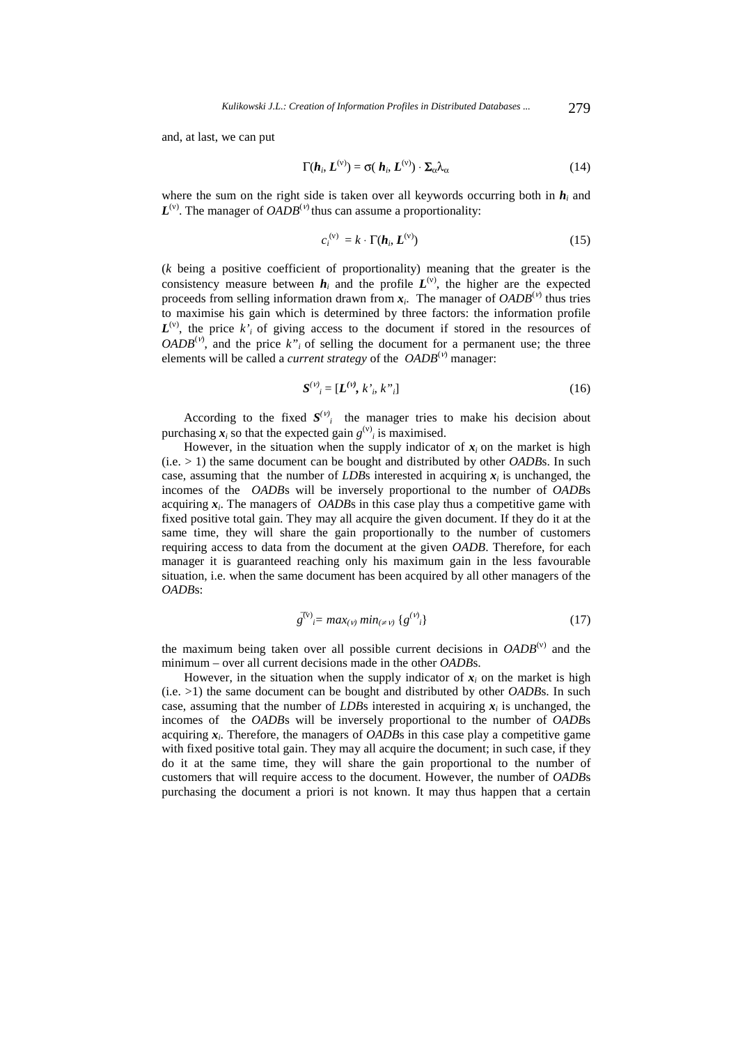and, at last, we can put

$$\Gamma(\boldsymbol{h}_i, \boldsymbol{L}^{(\nu)}) = \sigma(\boldsymbol{h}_i, \boldsymbol{L}^{(\nu)}) \cdot \boldsymbol{\Sigma}_\alpha \lambda_\alpha \tag{14}$$

where the sum on the right side is taken over all keywords occurring both in $\boldsymbol{h}_i$ and $\boldsymbol{L}^{(\nu)}$. The manager of $OADB^{(\nu)}$ thus can assume a proportionality:

$$c_i^{(\nu)} = k \cdot \Gamma(\boldsymbol{h}_i, \boldsymbol{L}^{(\nu)}) \tag{15}$$

($k$ being a positive coefficient of proportionality) meaning that the greater is the consistency measure between $\boldsymbol{h}_i$ and the profile $\boldsymbol{L}^{(\nu)}$, the higher are the expected proceeds from selling information drawn from $\boldsymbol{x}_i$. The manager of $OADB^{(\nu)}$ thus tries to maximise his gain which is determined by three factors: the information profile $\boldsymbol{L}^{(\nu)}$, the price $k'_i$ of giving access to the document if stored in the resources of $OADB^{(\nu)}$, and the price $k''_i$ of selling the document for a permanent use; the three elements will be called a *current strategy* of the $OADB^{(\nu)}$ manager:

$$\boldsymbol{S}^{(\nu)}_i = [\boldsymbol{L}^{(\nu)}, k'_i, k''_i] \tag{16}$$

According to the fixed $\boldsymbol{S}^{(\nu)}_i$ the manager tries to make his decision about purchasing $\boldsymbol{x}_i$ so that the expected gain $g^{(\nu)}_i$ is maximised.

However, in the situation when the supply indicator of $\boldsymbol{x}_i$ on the market is high (i.e. > 1) the same document can be bought and distributed by other *OADB*s. In such case, assuming that the number of *LDB*s interested in acquiring $\boldsymbol{x}_i$ is unchanged, the incomes of the *OADB*s will be inversely proportional to the number of *OADB*s acquiring $\boldsymbol{x}_i$. The managers of *OADB*s in this case play thus a competitive game with fixed positive total gain. They may all acquire the given document. If they do it at the same time, they will share the gain proportionally to the number of customers requiring access to data from the document at the given *OADB*. Therefore, for each manager it is guaranteed reaching only his maximum gain in the less favourable situation, i.e. when the same document has been acquired by all other managers of the *OADB*s:

$$\bar{g}^{(\nu)}_i = max_{(\nu)}\, min_{(\neq \nu)}\, \{g^{(\nu)}_i\} \tag{17}$$

the maximum being taken over all possible current decisions in $OADB^{(\nu)}$ and the minimum – over all current decisions made in the other *OADB*s.

However, in the situation when the supply indicator of $\boldsymbol{x}_i$ on the market is high (i.e. >1) the same document can be bought and distributed by other *OADB*s. In such case, assuming that the number of *LDB*s interested in acquiring $\boldsymbol{x}_i$ is unchanged, the incomes of the *OADB*s will be inversely proportional to the number of *OADB*s acquiring $\boldsymbol{x}_i$. Therefore, the managers of *OADB*s in this case play a competitive game with fixed positive total gain. They may all acquire the document; in such case, if they do it at the same time, they will share the gain proportional to the number of customers that will require access to the document. However, the number of *OADB*s purchasing the document a priori is not known. It may thus happen that a certain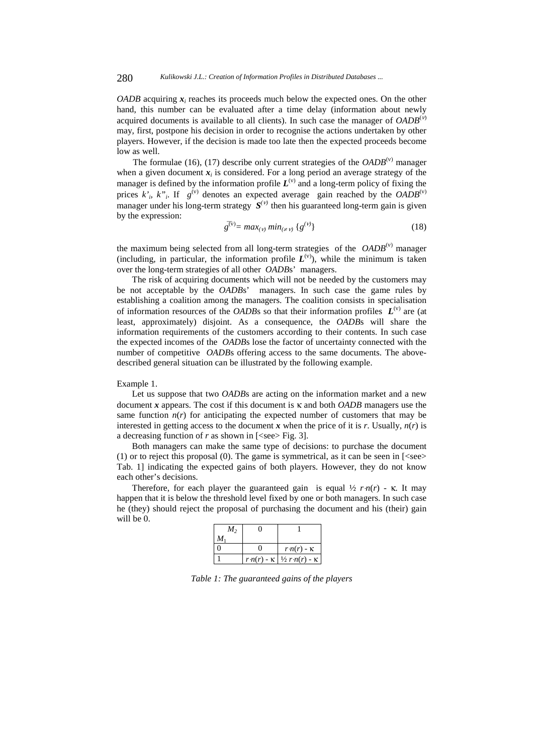*OADB* acquiring $\boldsymbol{x}_i$ reaches its proceeds much below the expected ones. On the other hand, this number can be evaluated after a time delay (information about newly acquired documents is available to all clients). In such case the manager of $OADB^{(\nu)}$ may, first, postpone his decision in order to recognise the actions undertaken by other players. However, if the decision is made too late then the expected proceeds become low as well.

The formulae (16), (17) describe only current strategies of the $OADB^{(\nu)}$ manager when a given document $\boldsymbol{x}_i$ is considered. For a long period an average strategy of the manager is defined by the information profile $\boldsymbol{L}^{(\nu)}$ and a long-term policy of fixing the prices $k'_i$, $k''_i$. If $g^{(\nu)}$ denotes an expected average gain reached by the $OADB^{(\nu)}$ manager under his long-term strategy $\boldsymbol{S}^{(\nu)}$ then his guaranteed long-term gain is given by the expression:

$$\bar{g}^{(\nu)} = max_{(\nu)}\, min_{(\neq \nu)} \{g^{(\nu)}\} \tag{18}$$

the maximum being selected from all long-term strategies of the $OADB^{(\nu)}$ manager (including, in particular, the information profile $\boldsymbol{L}^{(\nu)}$), while the minimum is taken over the long-term strategies of all other *OADB*s' managers.

The risk of acquiring documents which will not be needed by the customers may be not acceptable by the *OADB*s' managers. In such case the game rules by establishing a coalition among the managers. The coalition consists in specialisation of information resources of the *OADB*s so that their information profiles $\boldsymbol{L}^{(\nu)}$ are (at least, approximately) disjoint. As a consequence, the *OADB*s will share the information requirements of the customers according to their contents. In such case the expected incomes of the *OADB*s lose the factor of uncertainty connected with the number of competitive *OADB*s offering access to the same documents. The above-described general situation can be illustrated by the following example.

Example 1.

Let us suppose that two *OADB*s are acting on the information market and a new document $\boldsymbol{x}$ appears. The cost if this document is $\kappa$ and both *OADB* managers use the same function $n(r)$ for anticipating the expected number of customers that may be interested in getting access to the document $\boldsymbol{x}$ when the price of it is $r$. Usually, $n(r)$ is a decreasing function of $r$ as shown in [<see> Fig. 3].

Both managers can make the same type of decisions: to purchase the document (1) or to reject this proposal (0). The game is symmetrical, as it can be seen in [<see> Tab. 1] indicating the expected gains of both players. However, they do not know each other's decisions.

Therefore, for each player the guaranteed gain is equal $\frac{1}{2}\, r{\cdot}n(r) - \kappa$. It may happen that it is below the threshold level fixed by one or both managers. In such case he (they) should reject the proposal of purchasing the document and his (their) gain will be 0.

| $M_1$ \ $M_2$ | 0 | 1 |
|---|---|---|
| 0 | 0 | $r{\cdot}n(r) - \kappa$ |
| 1 | $r{\cdot}n(r) - \kappa$ | $\frac{1}{2}\, r{\cdot}n(r) - \kappa$ |

*Table 1: The guaranteed gains of the players*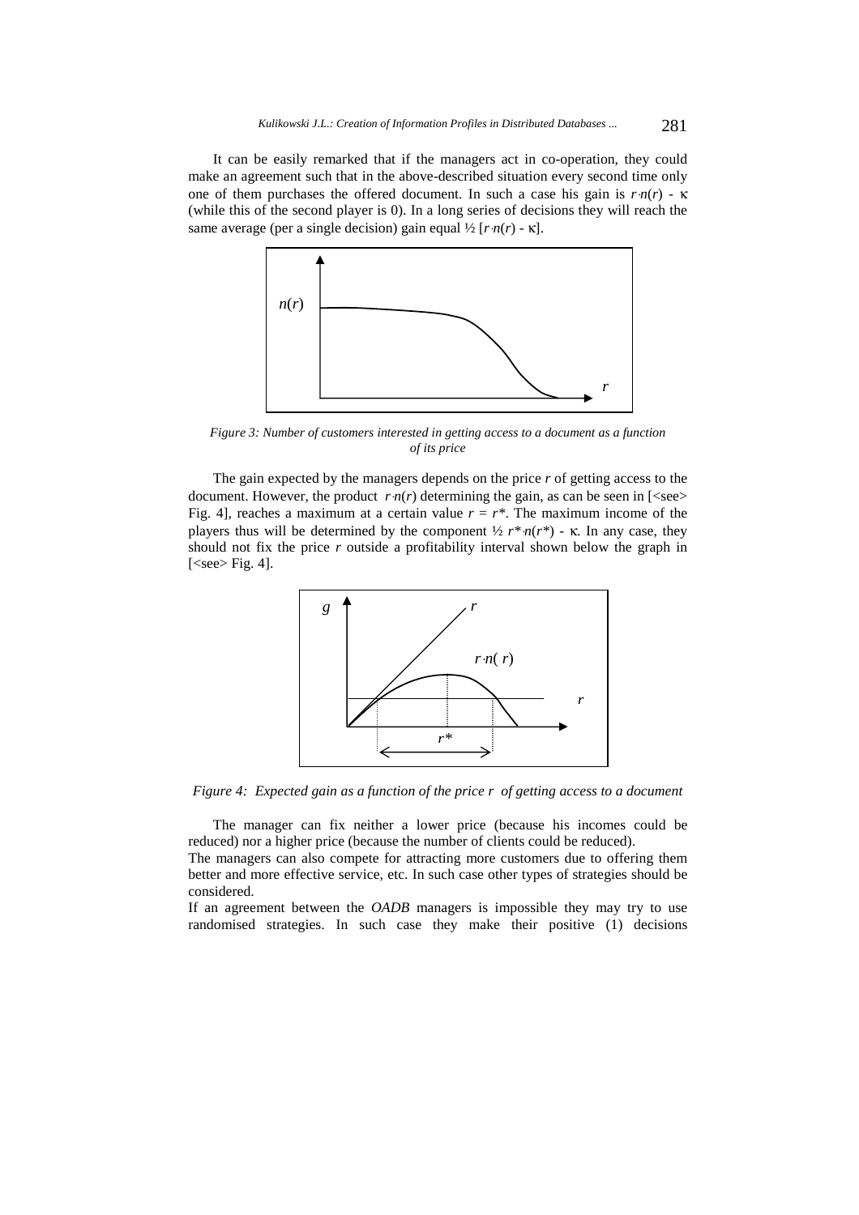It can be easily remarked that if the managers act in co-operation, they could make an agreement such that in the above-described situation every second time only one of them purchases the offered document. In such a case his gain is $r{\cdot}n(r) - \kappa$ (while this of the second player is 0). In a long series of decisions they will reach the same average (per a single decision) gain equal $\frac{1}{2}\,[r{\cdot}n(r) - \kappa]$.

*Figure 3: Number of customers interested in getting access to a document as a function of its price*

The gain expected by the managers depends on the price $r$ of getting access to the document. However, the product $r{\cdot}n(r)$ determining the gain, as can be seen in [<see> Fig. 4], reaches a maximum at a certain value $r = r^*$. The maximum income of the players thus will be determined by the component $\frac{1}{2}\, r^*{\cdot}n(r^*) - \kappa$. In any case, they should not fix the price $r$ outside a profitability interval shown below the graph in [<see> Fig. 4].

*Figure 4: Expected gain as a function of the price r of getting access to a document*

The manager can fix neither a lower price (because his incomes could be reduced) nor a higher price (because the number of clients could be reduced).

The managers can also compete for attracting more customers due to offering them better and more effective service, etc. In such case other types of strategies should be considered.

If an agreement between the *OADB* managers is impossible they may try to use randomised strategies. In such case they make their positive (1) decisions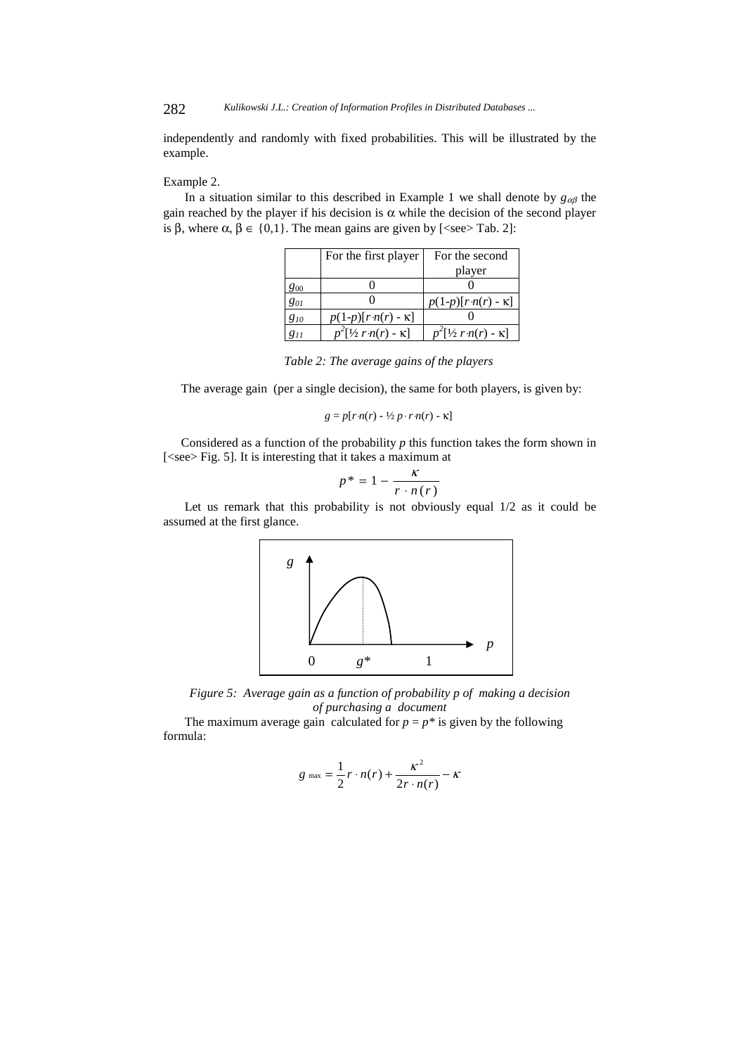independently and randomly with fixed probabilities. This will be illustrated by the example.

Example 2.

In a situation similar to this described in Example 1 we shall denote by $g_{\alpha\beta}$ the gain reached by the player if his decision is $\alpha$ while the decision of the second player is $\beta$, where $\alpha, \beta \in \{0,1\}$. The mean gains are given by [<see> Tab. 2]:

| | For the first player | For the second player |
|---|---|---|
| $g_{00}$ | 0 | 0 |
| $g_{01}$ | 0 | $p(1-p)[r \cdot n(r) - \kappa]$ |
| $g_{10}$ | $p(1-p)[r \cdot n(r) - \kappa]$ | 0 |
| $g_{11}$ | $p^2[½\, r \cdot n(r) - \kappa]$ | $p^2[½\, r \cdot n(r) - \kappa]$ |

*Table 2: The average gains of the players*

The average gain (per a single decision), the same for both players, is given by:

$$g = p[r \cdot n(r) - ½\, p \cdot r \cdot n(r) - \kappa]$$

Considered as a function of the probability $p$ this function takes the form shown in [<see> Fig. 5]. It is interesting that it takes a maximum at

$$p^* = 1 - \frac{\kappa}{r \cdot n(r)}$$

Let us remark that this probability is not obviously equal 1/2 as it could be assumed at the first glance.

*Figure 5: Average gain as a function of probability p of making a decision of purchasing a document*

The maximum average gain calculated for $p = p^*$ is given by the following formula:

$$g_{\max} = \frac{1}{2} r \cdot n(r) + \frac{\kappa^2}{2r \cdot n(r)} - \kappa$$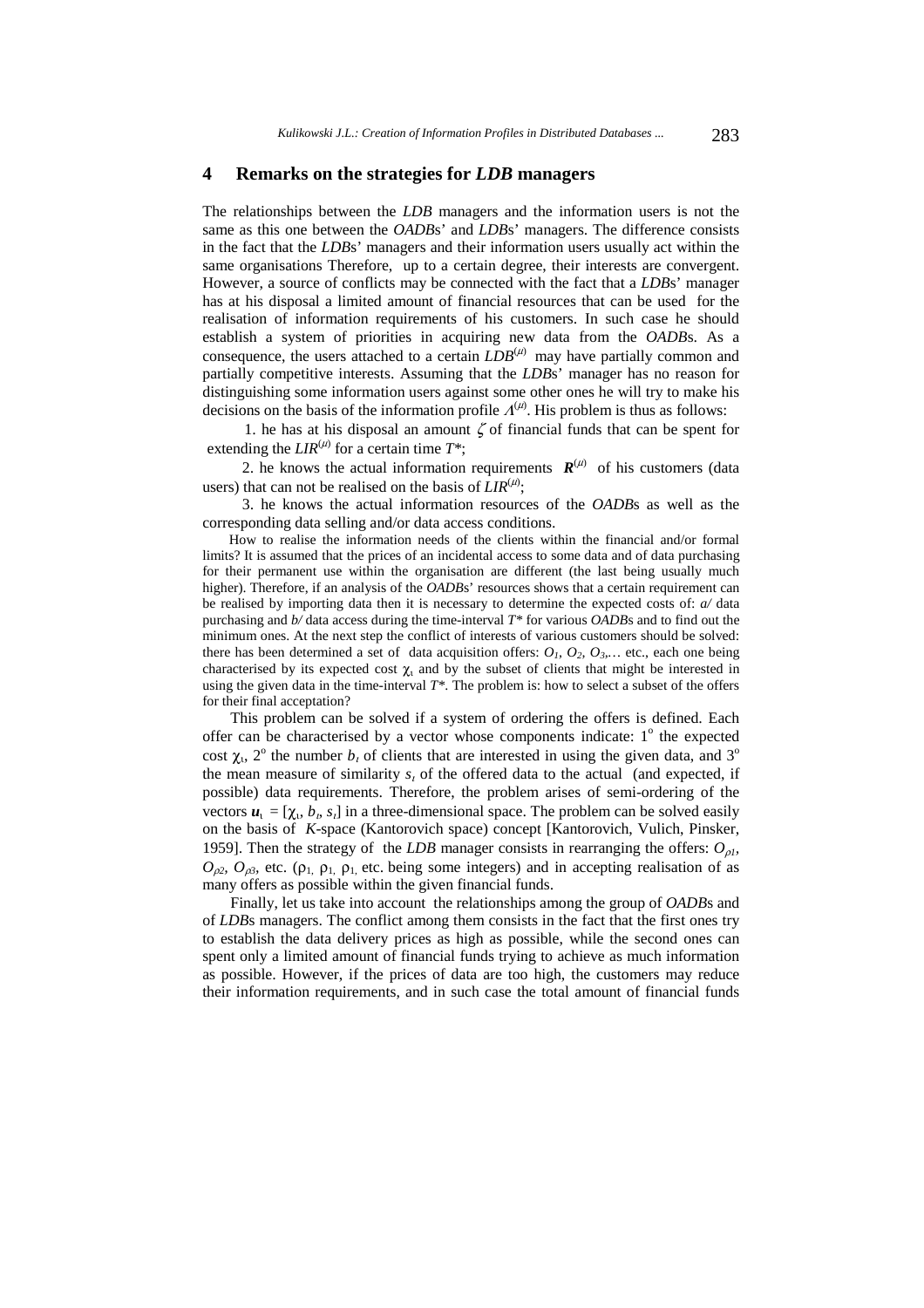## 4 Remarks on the strategies for *LDB* managers

The relationships between the *LDB* managers and the information users is not the same as this one between the *OADB*s' and *LDB*s' managers. The difference consists in the fact that the *LDB*s' managers and their information users usually act within the same organisations Therefore, up to a certain degree, their interests are convergent. However, a source of conflicts may be connected with the fact that a *LDB*s' manager has at his disposal a limited amount of financial resources that can be used for the realisation of information requirements of his customers. In such case he should establish a system of priorities in acquiring new data from the *OADB*s. As a consequence, the users attached to a certain $LDB^{(\mu)}$ may have partially common and partially competitive interests. Assuming that the *LDB*s' manager has no reason for distinguishing some information users against some other ones he will try to make his decisions on the basis of the information profile $\Lambda^{(\mu)}$. His problem is thus as follows:

1. he has at his disposal an amount $\zeta$ of financial funds that can be spent for extending the $LIR^{(\mu)}$ for a certain time $T^*$;

2. he knows the actual information requirements $\boldsymbol{R}^{(\mu)}$ of his customers (data users) that can not be realised on the basis of $LIR^{(\mu)}$;

3. he knows the actual information resources of the *OADB*s as well as the corresponding data selling and/or data access conditions.

How to realise the information needs of the clients within the financial and/or formal limits? It is assumed that the prices of an incidental access to some data and of data purchasing for their permanent use within the organisation are different (the last being usually much higher). Therefore, if an analysis of the *OADB*s' resources shows that a certain requirement can be realised by importing data then it is necessary to determine the expected costs of: *a/* data purchasing and *b/* data access during the time-interval $T^*$ for various *OADB*s and to find out the minimum ones. At the next step the conflict of interests of various customers should be solved: there has been determined a set of data acquisition offers: $O_1$, $O_2$, $O_3$,… etc., each one being characterised by its expected cost $\chi_\iota$ and by the subset of clients that might be interested in using the given data in the time-interval $T^*$. The problem is: how to select a subset of the offers for their final acceptation?

This problem can be solved if a system of ordering the offers is defined. Each offer can be characterised by a vector whose components indicate: 1° the expected cost $\chi_\iota$, 2° the number $b_\iota$ of clients that are interested in using the given data, and 3° the mean measure of similarity $s_\iota$ of the offered data to the actual (and expected, if possible) data requirements. Therefore, the problem arises of semi-ordering of the vectors $\boldsymbol{u}_\iota = [\chi_\iota, b_\iota, s_\iota]$ in a three-dimensional space. The problem can be solved easily on the basis of *K*-space (Kantorovich space) concept [Kantorovich, Vulich, Pinsker, 1959]. Then the strategy of the *LDB* manager consists in rearranging the offers: $O_{\rho 1}$, $O_{\rho 2}$, $O_{\rho 3}$, etc. ($\rho_1$, $\rho_1$, $\rho_1$ etc. being some integers) and in accepting realisation of as many offers as possible within the given financial funds.

Finally, let us take into account the relationships among the group of *OADB*s and of *LDB*s managers. The conflict among them consists in the fact that the first ones try to establish the data delivery prices as high as possible, while the second ones can spent only a limited amount of financial funds trying to achieve as much information as possible. However, if the prices of data are too high, the customers may reduce their information requirements, and in such case the total amount of financial funds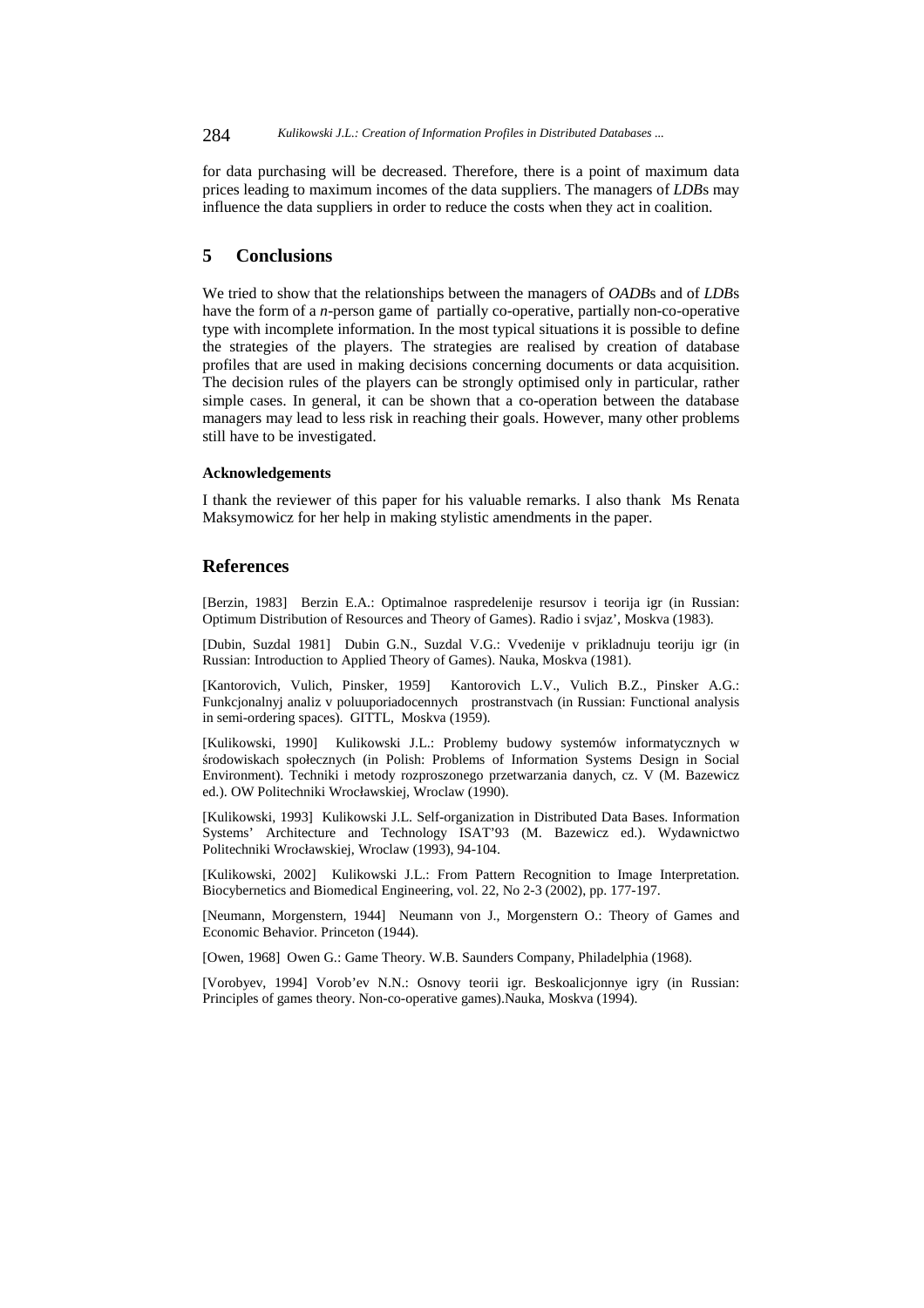for data purchasing will be decreased. Therefore, there is a point of maximum data prices leading to maximum incomes of the data suppliers. The managers of *LDB*s may influence the data suppliers in order to reduce the costs when they act in coalition.

## 5 Conclusions

We tried to show that the relationships between the managers of *OADB*s and of *LDB*s have the form of a *n*-person game of partially co-operative, partially non-co-operative type with incomplete information. In the most typical situations it is possible to define the strategies of the players. The strategies are realised by creation of database profiles that are used in making decisions concerning documents or data acquisition. The decision rules of the players can be strongly optimised only in particular, rather simple cases. In general, it can be shown that a co-operation between the database managers may lead to less risk in reaching their goals. However, many other problems still have to be investigated.

#### Acknowledgements

I thank the reviewer of this paper for his valuable remarks. I also thank Ms Renata Maksymowicz for her help in making stylistic amendments in the paper.

## References

[Berzin, 1983] Berzin E.A.: Optimalnoe raspredelenije resursov i teorija igr (in Russian: Optimum Distribution of Resources and Theory of Games). Radio i svjaz', Moskva (1983).

[Dubin, Suzdal 1981] Dubin G.N., Suzdal V.G.: Vvedenije v prikladnuju teoriju igr (in Russian: Introduction to Applied Theory of Games). Nauka, Moskva (1981).

[Kantorovich, Vulich, Pinsker, 1959] Kantorovich L.V., Vulich B.Z., Pinsker A.G.: Funkcjonalnyj analiz v poluuporiadocennych prostranstvach (in Russian: Functional analysis in semi-ordering spaces). GITTL, Moskva (1959).

[Kulikowski, 1990] Kulikowski J.L.: Problemy budowy systemów informatycznych w środowiskach społecznych (in Polish: Problems of Information Systems Design in Social Environment). Techniki i metody rozproszonego przetwarzania danych, cz. V (M. Bazewicz ed.). OW Politechniki Wrocławskiej, Wroclaw (1990).

[Kulikowski, 1993] Kulikowski J.L. Self-organization in Distributed Data Bases. Information Systems' Architecture and Technology ISAT'93 (M. Bazewicz ed.). Wydawnictwo Politechniki Wrocławskiej, Wroclaw (1993), 94-104.

[Kulikowski, 2002] Kulikowski J.L.: From Pattern Recognition to Image Interpretation. Biocybernetics and Biomedical Engineering, vol. 22, No 2-3 (2002), pp. 177-197.

[Neumann, Morgenstern, 1944] Neumann von J., Morgenstern O.: Theory of Games and Economic Behavior. Princeton (1944).

[Owen, 1968] Owen G.: Game Theory. W.B. Saunders Company, Philadelphia (1968).

[Vorobyev, 1994] Vorob'ev N.N.: Osnovy teorii igr. Beskoalicjonnye igry (in Russian: Principles of games theory. Non-co-operative games).Nauka, Moskva (1994).